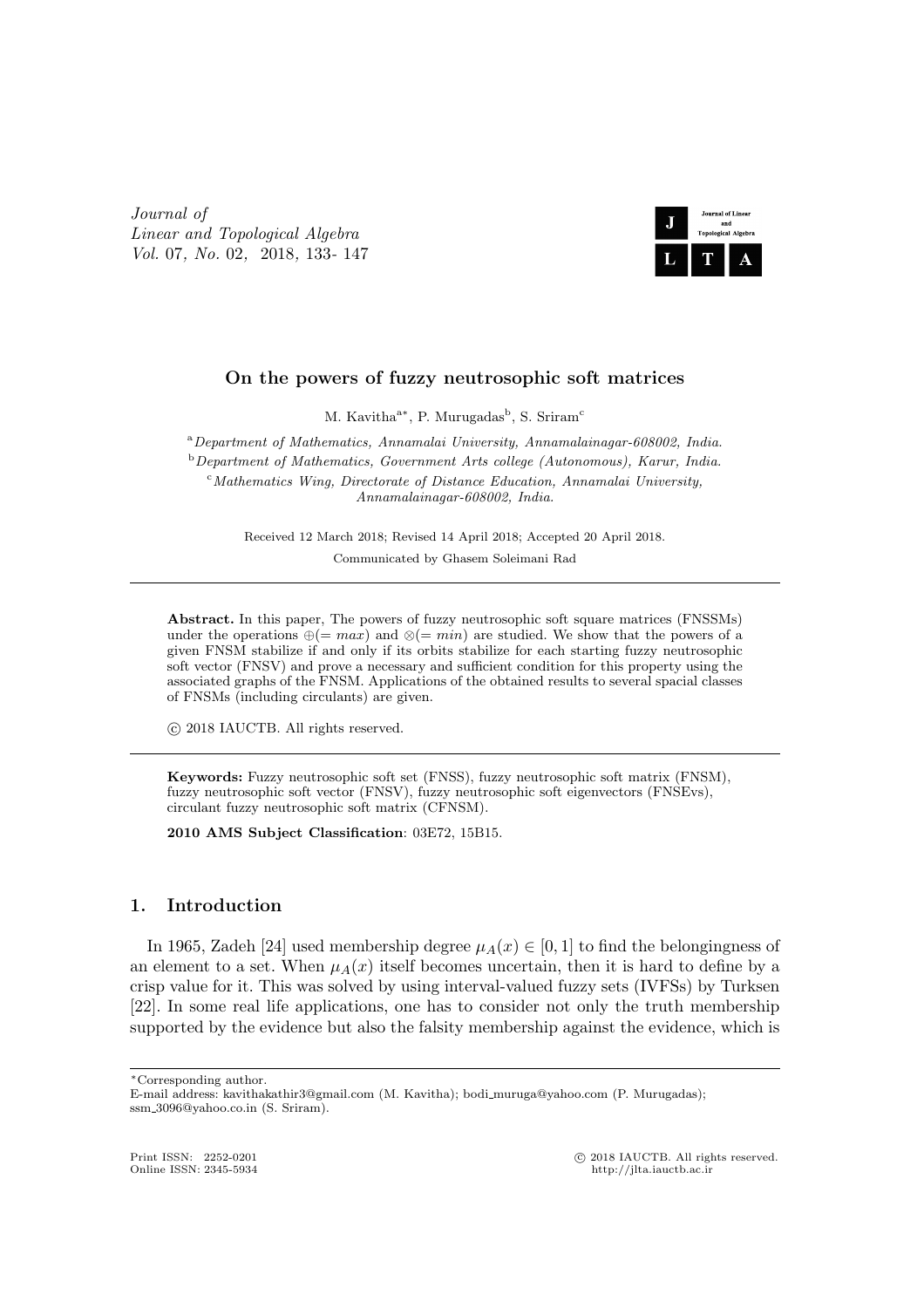# On the powers of fuzzy neutrosophic soft matrices

M. Kavitha[a*], P. Murugadas[b], S. Sriram[c]

[a] *Department of Mathematics, Annamalai University, Annamalainagar-608002, India.*
[b] *Department of Mathematics, Government Arts college (Autonomous), Karur, India.*
[c] *Mathematics Wing, Directorate of Distance Education, Annamalai University, Annamalainagar-608002, India.*

Received 12 March 2018; Revised 14 April 2018; Accepted 20 April 2018.

Communicated by Ghasem Soleimani Rad

---

**Abstract.** In this paper, The powers of fuzzy neutrosophic soft square matrices (FNSSMs) under the operations $\oplus(= max)$ and $\otimes(= min)$ are studied. We show that the powers of a given FNSM stabilize if and only if its orbits stabilize for each starting fuzzy neutrosophic soft vector (FNSV) and prove a necessary and sufficient condition for this property using the associated graphs of the FNSM. Applications of the obtained results to several spacial classes of FNSMs (including circulants) are given.

© 2018 IAUCTB. All rights reserved.

---

**Keywords:** Fuzzy neutrosophic soft set (FNSS), fuzzy neutrosophic soft matrix (FNSM), fuzzy neutrosophic soft vector (FNSV), fuzzy neutrosophic soft eigenvectors (FNSEvs), circulant fuzzy neutrosophic soft matrix (CFNSM).

**2010 AMS Subject Classification**: 03E72, 15B15.

## 1. Introduction

In 1965, Zadeh [24] used membership degree $\mu_A(x) \in [0, 1]$ to find the belongingness of an element to a set. When $\mu_A(x)$ itself becomes uncertain, then it is hard to define by a crisp value for it. This was solved by using interval-valued fuzzy sets (IVFSs) by Turksen [22]. In some real life applications, one has to consider not only the truth membership supported by the evidence but also the falsity membership against the evidence, which is

---

*Corresponding author.
E-mail address: kavithakathir3@gmail.com (M. Kavitha); bodi_muruga@yahoo.com (P. Murugadas); ssm_3096@yahoo.co.in (S. Sriram).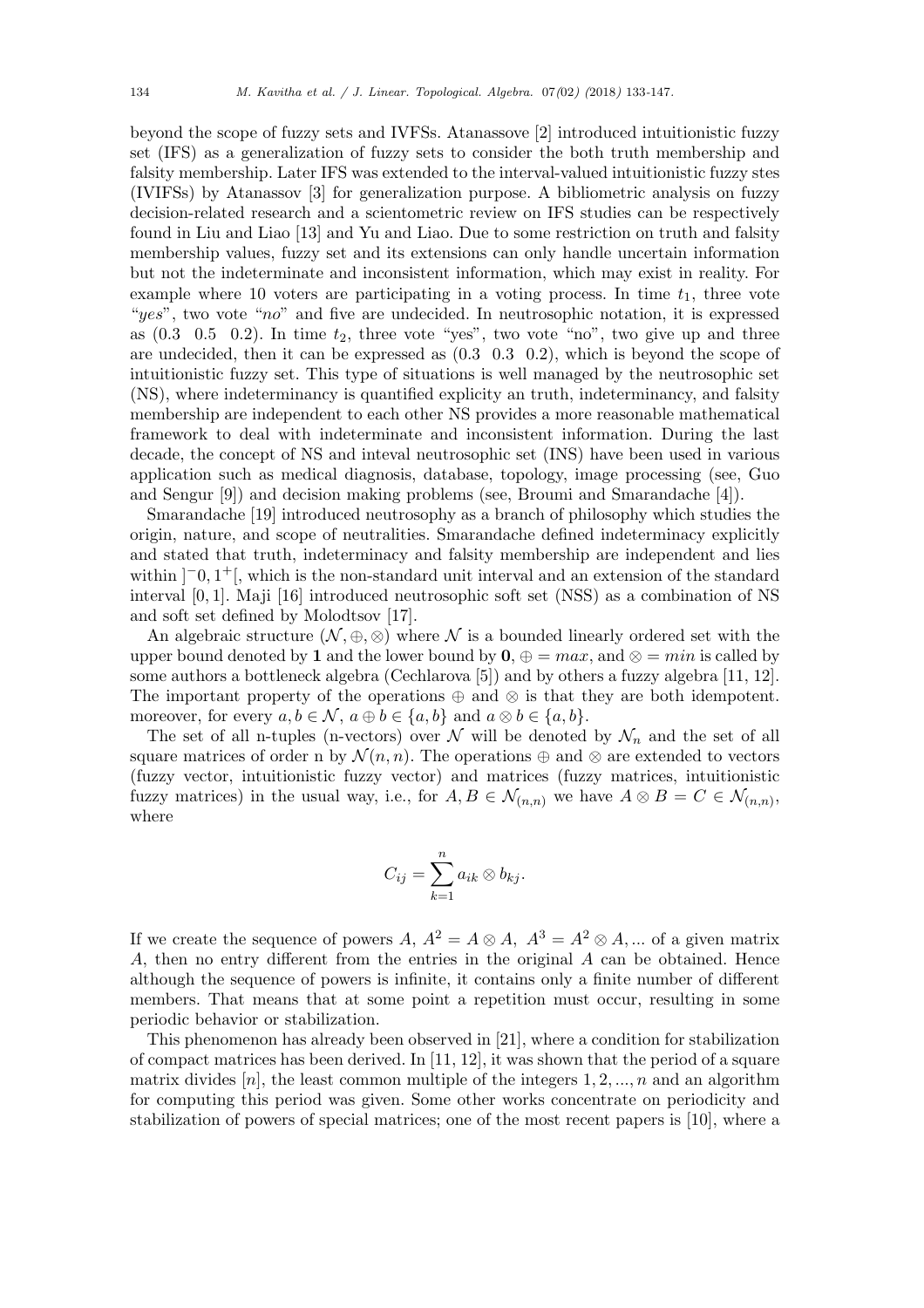beyond the scope of fuzzy sets and IVFSs. Atanassove [2] introduced intuitionistic fuzzy set (IFS) as a generalization of fuzzy sets to consider the both truth membership and falsity membership. Later IFS was extended to the interval-valued intuitionistic fuzzy stes (IVIFSs) by Atanassov [3] for generalization purpose. A bibliometric analysis on fuzzy decision-related research and a scientometric review on IFS studies can be respectively found in Liu and Liao [13] and Yu and Liao. Due to some restriction on truth and falsity membership values, fuzzy set and its extensions can only handle uncertain information but not the indeterminate and inconsistent information, which may exist in reality. For example where 10 voters are participating in a voting process. In time $t_1$, three vote "*yes*", two vote "*no*" and five are undecided. In neutrosophic notation, it is expressed as $(0.3 \;\; 0.5 \;\; 0.2)$. In time $t_2$, three vote "yes", two vote "no", two give up and three are undecided, then it can be expressed as $(0.3 \;\; 0.3 \;\; 0.2)$, which is beyond the scope of intuitionistic fuzzy set. This type of situations is well managed by the neutrosophic set (NS), where indeterminacy is quantified explicity an truth, indeterminancy, and falsity membership are independent to each other NS provides a more reasonable mathematical framework to deal with indeterminate and inconsistent information. During the last decade, the concept of NS and inteval neutrosophic set (INS) have been used in various application such as medical diagnosis, database, topology, image processing (see, Guo and Sengur [9]) and decision making problems (see, Broumi and Smarandache [4]).

Smarandache [19] introduced neutrosophy as a branch of philosophy which studies the origin, nature, and scope of neutralities. Smarandache defined indeterminacy explicitly and stated that truth, indeterminacy and falsity membership are independent and lies within $]^{-}0, 1^{+}[$, which is the non-standard unit interval and an extension of the standard interval $[0, 1]$. Maji [16] introduced neutrosophic soft set (NSS) as a combination of NS and soft set defined by Molodtsov [17].

An algebraic structure $(\mathcal{N}, \oplus, \otimes)$ where $\mathcal{N}$ is a bounded linearly ordered set with the upper bound denoted by $\mathbf{1}$ and the lower bound by $\mathbf{0}$, $\oplus = max$, and $\otimes = min$ is called by some authors a bottleneck algebra (Cechlarova [5]) and by others a fuzzy algebra [11, 12]. The important property of the operations $\oplus$ and $\otimes$ is that they are both idempotent. moreover, for every $a, b \in \mathcal{N}$, $a \oplus b \in \{a, b\}$ and $a \otimes b \in \{a, b\}$.

The set of all n-tuples (n-vectors) over $\mathcal{N}$ will be denoted by $\mathcal{N}_n$ and the set of all square matrices of order n by $\mathcal{N}(n, n)$. The operations $\oplus$ and $\otimes$ are extended to vectors (fuzzy vector, intuitionistic fuzzy vector) and matrices (fuzzy matrices, intuitionistic fuzzy matrices) in the usual way, i.e., for $A, B \in \mathcal{N}_{(n,n)}$ we have $A \otimes B = C \in \mathcal{N}_{(n,n)}$, where

$$C_{ij} = \sum_{k=1}^{n} a_{ik} \otimes b_{kj}.$$

If we create the sequence of powers $A$, $A^2 = A \otimes A$, $A^3 = A^2 \otimes A, ...$ of a given matrix $A$, then no entry different from the entries in the original $A$ can be obtained. Hence although the sequence of powers is infinite, it contains only a finite number of different members. That means that at some point a repetition must occur, resulting in some periodic behavior or stabilization.

This phenomenon has already been observed in [21], where a condition for stabilization of compact matrices has been derived. In [11, 12], it was shown that the period of a square matrix divides $[n]$, the least common multiple of the integers $1, 2, ..., n$ and an algorithm for computing this period was given. Some other works concentrate on periodicity and stabilization of powers of special matrices; one of the most recent papers is [10], where a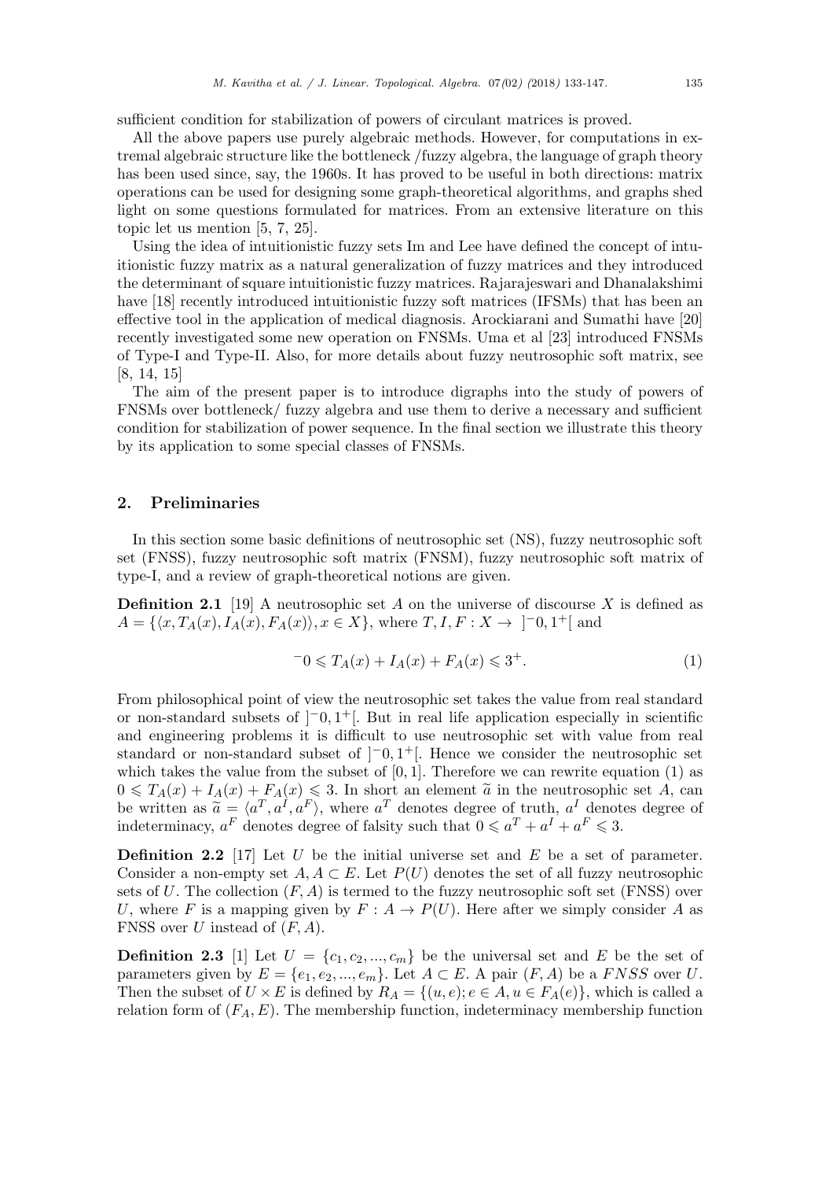sufficient condition for stabilization of powers of circulant matrices is proved.

All the above papers use purely algebraic methods. However, for computations in extremal algebraic structure like the bottleneck /fuzzy algebra, the language of graph theory has been used since, say, the 1960s. It has proved to be useful in both directions: matrix operations can be used for designing some graph-theoretical algorithms, and graphs shed light on some questions formulated for matrices. From an extensive literature on this topic let us mention [5, 7, 25].

Using the idea of intuitionistic fuzzy sets Im and Lee have defined the concept of intuitionistic fuzzy matrix as a natural generalization of fuzzy matrices and they introduced the determinant of square intuitionistic fuzzy matrices. Rajarajeswari and Dhanalakshimi have [18] recently introduced intuitionistic fuzzy soft matrices (IFSMs) that has been an effective tool in the application of medical diagnosis. Arockiarani and Sumathi have [20] recently investigated some new operation on FNSMs. Uma et al [23] introduced FNSMs of Type-I and Type-II. Also, for more details about fuzzy neutrosophic soft matrix, see [8, 14, 15]

The aim of the present paper is to introduce digraphs into the study of powers of FNSMs over bottleneck/ fuzzy algebra and use them to derive a necessary and sufficient condition for stabilization of power sequence. In the final section we illustrate this theory by its application to some special classes of FNSMs.

## 2. Preliminaries

In this section some basic definitions of neutrosophic set (NS), fuzzy neutrosophic soft set (FNSS), fuzzy neutrosophic soft matrix (FNSM), fuzzy neutrosophic soft matrix of type-I, and a review of graph-theoretical notions are given.

**Definition 2.1** [19] A neutrosophic set $A$ on the universe of discourse $X$ is defined as $A = \{\langle x, T_A(x), I_A(x), F_A(x)\rangle, x \in X\}$, where $T, I, F : X \to\ ]^-0, 1^+[$ and

$$^-0 \leqslant T_A(x) + I_A(x) + F_A(x) \leqslant 3^+. \tag{1}$$

From philosophical point of view the neutrosophic set takes the value from real standard or non-standard subsets of $]^-0, 1^+[$. But in real life application especially in scientific and engineering problems it is difficult to use neutrosophic set with value from real standard or non-standard subset of $]^-0, 1^+[$. Hence we consider the neutrosophic set which takes the value from the subset of $[0, 1]$. Therefore we can rewrite equation (1) as $0 \leqslant T_A(x) + I_A(x) + F_A(x) \leqslant 3$. In short an element $\widetilde{a}$ in the neutrosophic set $A$, can be written as $\widetilde{a} = \langle a^T, a^I, a^F\rangle$, where $a^T$ denotes degree of truth, $a^I$ denotes degree of indeterminacy, $a^F$ denotes degree of falsity such that $0 \leqslant a^T + a^I + a^F \leqslant 3$.

**Definition 2.2** [17] Let $U$ be the initial universe set and $E$ be a set of parameter. Consider a non-empty set $A, A \subset E$. Let $P(U)$ denotes the set of all fuzzy neutrosophic sets of $U$. The collection $(F, A)$ is termed to the fuzzy neutrosophic soft set (FNSS) over $U$, where $F$ is a mapping given by $F : A \to P(U)$. Here after we simply consider $A$ as FNSS over $U$ instead of $(F, A)$.

**Definition 2.3** [1] Let $U = \{c_1, c_2, ..., c_m\}$ be the universal set and $E$ be the set of parameters given by $E = \{e_1, e_2, ..., e_m\}$. Let $A \subset E$. A pair $(F, A)$ be a $FNSS$ over $U$. Then the subset of $U \times E$ is defined by $R_A = \{(u, e); e \in A, u \in F_A(e)\}$, which is called a relation form of $(F_A, E)$. The membership function, indeterminacy membership function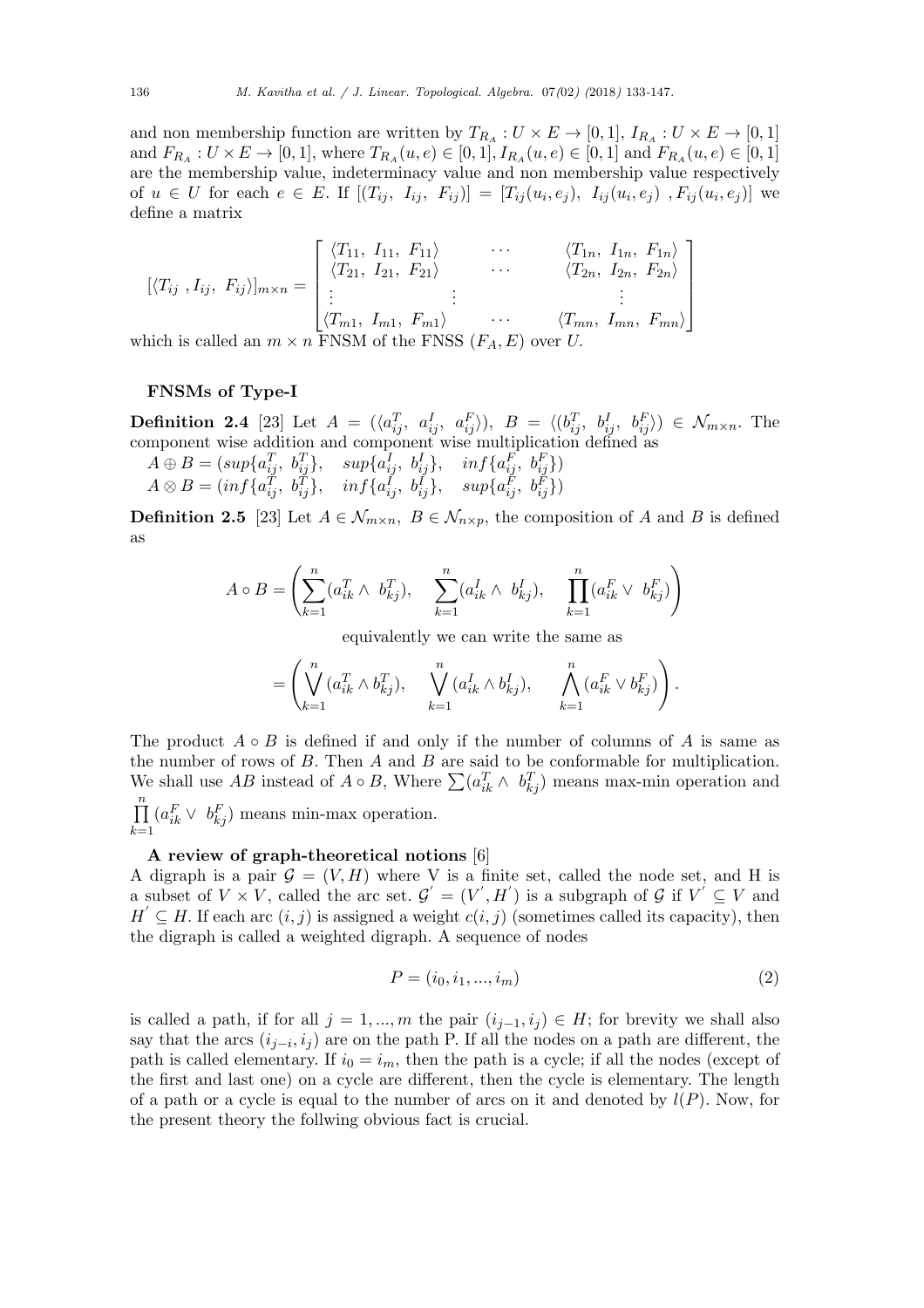and non membership function are written by $T_{R_A} : U \times E \to [0,1]$, $I_{R_A} : U \times E \to [0,1]$ and $F_{R_A} : U \times E \to [0,1]$, where $T_{R_A}(u,e) \in [0,1]$, $I_{R_A}(u,e) \in [0,1]$ and $F_{R_A}(u,e) \in [0,1]$ are the membership value, indeterminacy value and non membership value respectively of $u \in U$ for each $e \in E$. If $[(T_{ij},\ I_{ij},\ F_{ij})] = [T_{ij}(u_i, e_j),\ I_{ij}(u_i, e_j)\ , F_{ij}(u_i, e_j)]$ we define a matrix

$$[\langle T_{ij}\ , I_{ij},\ F_{ij}\rangle]_{m\times n} = \begin{bmatrix} \langle T_{11},\ I_{11},\ F_{11}\rangle & \cdots & \langle T_{1n},\ I_{1n},\ F_{1n}\rangle \\ \langle T_{21},\ I_{21},\ F_{21}\rangle & \cdots & \langle T_{2n},\ I_{2n},\ F_{2n}\rangle \\ \vdots & \vdots & \vdots \\ \langle T_{m1},\ I_{m1},\ F_{m1}\rangle & \cdots & \langle T_{mn},\ I_{mn},\ F_{mn}\rangle \end{bmatrix}$$

which is called an $m \times n$ FNSM of the FNSS $(F_A, E)$ over $U$.

**FNSMs of Type-I**

**Definition 2.4** [23] Let $A = (\langle a_{ij}^T,\ a_{ij}^I,\ a_{ij}^F\rangle)$, $B = \langle (b_{ij}^T,\ b_{ij}^I,\ b_{ij}^F\rangle) \in \mathcal{N}_{m\times n}$. The component wise addition and component wise multiplication defined as

$A \oplus B = (sup\{a_{ij}^T,\ b_{ij}^T\},\quad sup\{a_{ij}^I,\ b_{ij}^I\},\quad inf\{a_{ij}^F,\ b_{ij}^F\})$
$A \otimes B = (inf\{a_{ij}^T,\ b_{ij}^T\},\quad inf\{a_{ij}^I,\ b_{ij}^I\},\quad sup\{a_{ij}^F,\ b_{ij}^F\})$

**Definition 2.5** [23] Let $A \in \mathcal{N}_{m\times n}$, $B \in \mathcal{N}_{n\times p}$, the composition of $A$ and $B$ is defined as

$$A \circ B = \left( \sum_{k=1}^{n} (a_{ik}^T \wedge\ b_{kj}^T),\quad \sum_{k=1}^{n} (a_{ik}^I \wedge\ b_{kj}^I),\quad \prod_{k=1}^{n} (a_{ik}^F \vee\ b_{kj}^F) \right)$$

equivalently we can write the same as

$$= \left( \bigvee_{k=1}^{n} (a_{ik}^T \wedge b_{kj}^T),\quad \bigvee_{k=1}^{n} (a_{ik}^I \wedge b_{kj}^I),\quad \bigwedge_{k=1}^{n} (a_{ik}^F \vee b_{kj}^F) \right).$$

The product $A \circ B$ is defined if and only if the number of columns of $A$ is same as the number of rows of $B$. Then $A$ and $B$ are said to be conformable for multiplication. We shall use $AB$ instead of $A \circ B$, Where $\sum (a_{ik}^T \wedge\ b_{kj}^T)$ means max-min operation and $\prod_{k=1}^{n} (a_{ik}^F \vee\ b_{kj}^F)$ means min-max operation.

**A review of graph-theoretical notions** [6]

A digraph is a pair $\mathcal{G} = (V, H)$ where V is a finite set, called the node set, and H is a subset of $V \times V$, called the arc set. $\mathcal{G}' = (V', H')$ is a subgraph of $\mathcal{G}$ if $V' \subseteq V$ and $H' \subseteq H$. If each arc $(i,j)$ is assigned a weight $c(i,j)$ (sometimes called its capacity), then the digraph is called a weighted digraph. A sequence of nodes

$$P = (i_0, i_1, ..., i_m) \tag{2}$$

is called a path, if for all $j = 1, ..., m$ the pair $(i_{j-1}, i_j) \in H$; for brevity we shall also say that the arcs $(i_{j-i}, i_j)$ are on the path P. If all the nodes on a path are different, the path is called elementary. If $i_0 = i_m$, then the path is a cycle; if all the nodes (except of the first and last one) on a cycle are different, then the cycle is elementary. The length of a path or a cycle is equal to the number of arcs on it and denoted by $l(P)$. Now, for the present theory the follwing obvious fact is crucial.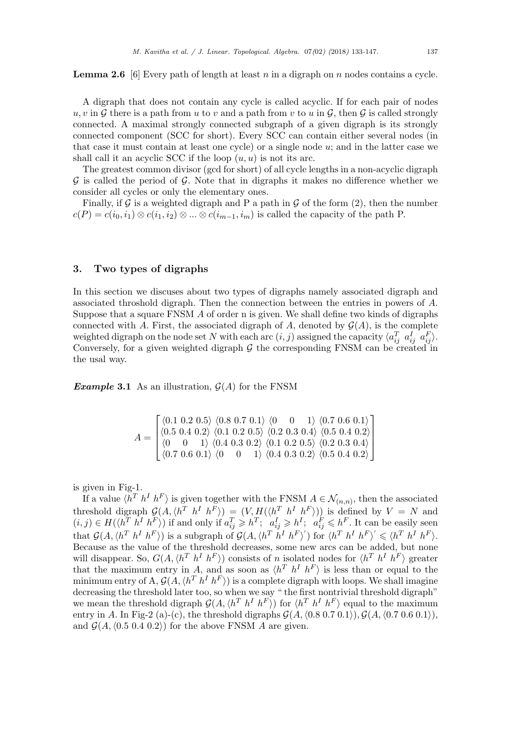**Lemma 2.6** [6] Every path of length at least $n$ in a digraph on $n$ nodes contains a cycle.

A digraph that does not contain any cycle is called acyclic. If for each pair of nodes $u, v$ in $\mathcal{G}$ there is a path from $u$ to $v$ and a path from $v$ to $u$ in $\mathcal{G}$, then $\mathcal{G}$ is called strongly connected. A maximal strongly connected subgraph of a given digraph is its strongly connected component (SCC for short). Every SCC can contain either several nodes (in that case it must contain at least one cycle) or a single node $u$; and in the latter case we shall call it an acyclic SCC if the loop $(u, u)$ is not its arc.

The greatest common divisor (gcd for short) of all cycle lengths in a non-acyclic digraph $\mathcal{G}$ is called the period of $\mathcal{G}$. Note that in digraphs it makes no difference whether we consider all cycles or only the elementary ones.

Finally, if $\mathcal{G}$ is a weighted digraph and P a path in $\mathcal{G}$ of the form (2), then the number $c(P) = c(i_0, i_1) \otimes c(i_1, i_2) \otimes ... \otimes c(i_{m-1}, i_m)$ is called the capacity of the path P.

## 3. Two types of digraphs

In this section we discuses about two types of digraphs namely associated digraph and associated throshold digraph. Then the connection between the entries in powers of $A$. Suppose that a square FNSM $A$ of order n is given. We shall define two kinds of digraphs connected with $A$. First, the associated digraph of $A$, denoted by $\mathcal{G}(A)$, is the complete weighted digraph on the node set $N$ with each arc $(i, j)$ assigned the capacity $\langle a_{ij}^T \; a_{ij}^I \; a_{ij}^F \rangle$. Conversely, for a given weighted digraph $\mathcal{G}$ the corresponding FNSM can be created in the usal way.

***Example* 3.1** As an illustration, $\mathcal{G}(A)$ for the FNSM

$$A = \begin{bmatrix} \langle 0.1\ 0.2\ 0.5\rangle & \langle 0.8\ 0.7\ 0.1\rangle & \langle 0\quad 0\quad 1\rangle & \langle 0.7\ 0.6\ 0.1\rangle \\ \langle 0.5\ 0.4\ 0.2\rangle & \langle 0.1\ 0.2\ 0.5\rangle & \langle 0.2\ 0.3\ 0.4\rangle & \langle 0.5\ 0.4\ 0.2\rangle \\ \langle 0\quad 0\quad 1\rangle & \langle 0.4\ 0.3\ 0.2\rangle & \langle 0.1\ 0.2\ 0.5\rangle & \langle 0.2\ 0.3\ 0.4\rangle \\ \langle 0.7\ 0.6\ 0.1\rangle & \langle 0\quad 0\quad 1\rangle & \langle 0.4\ 0.3\ 0.2\rangle & \langle 0.5\ 0.4\ 0.2\rangle \end{bmatrix}$$

is given in Fig-1.

If a value $\langle h^T \; h^I \; h^F \rangle$ is given together with the FNSM $A \in \mathcal{N}_{(n,n)}$, then the associated threshold digraph $\mathcal{G}(A, \langle h^T \; h^I \; h^F \rangle) = (V, H(\langle h^T \; h^I \; h^F \rangle))$ is defined by $V = N$ and $(i, j) \in H(\langle h^T \; h^I \; h^F \rangle)$ if and only if $a_{ij}^T \geqslant h^T; \;\; a_{ij}^I \geqslant h^I; \;\; a_{ij}^F \leqslant h^F$. It can be easily seen that $\mathcal{G}(A, \langle h^T \; h^I \; h^F \rangle)$ is a subgraph of $\mathcal{G}(A, \langle h^T \; h^I \; h^F \rangle')$ for $\langle h^T \; h^I \; h^F \rangle' \leqslant \langle h^T \; h^I \; h^F \rangle$. Because as the value of the threshold decreases, some new arcs can be added, but none will disappear. So, $G(A, \langle h^T \; h^I \; h^F \rangle)$ consists of $n$ isolated nodes for $\langle h^T \; h^I \; h^F \rangle$ greater that the maximum entry in $A$, and as soon as $\langle h^T \; h^I \; h^F \rangle$ is less than or equal to the minimum entry of A, $\mathcal{G}(A, \langle h^T \; h^I \; h^F \rangle)$ is a complete digraph with loops. We shall imagine decreasing the threshold later too, so when we say " the first nontrivial threshold digraph" we mean the threshold digraph $\mathcal{G}(A, \langle h^T \; h^I \; h^F \rangle)$ for $\langle h^T \; h^I \; h^F \rangle$ equal to the maximum entry in $A$. In Fig-2 (a)-(c), the threshold digraphs $\mathcal{G}(A, \langle 0.8\ 0.7\ 0.1\rangle), \mathcal{G}(A, \langle 0.7\ 0.6\ 0.1\rangle)$, and $\mathcal{G}(A, \langle 0.5\ 0.4\ 0.2\rangle)$ for the above FNSM $A$ are given.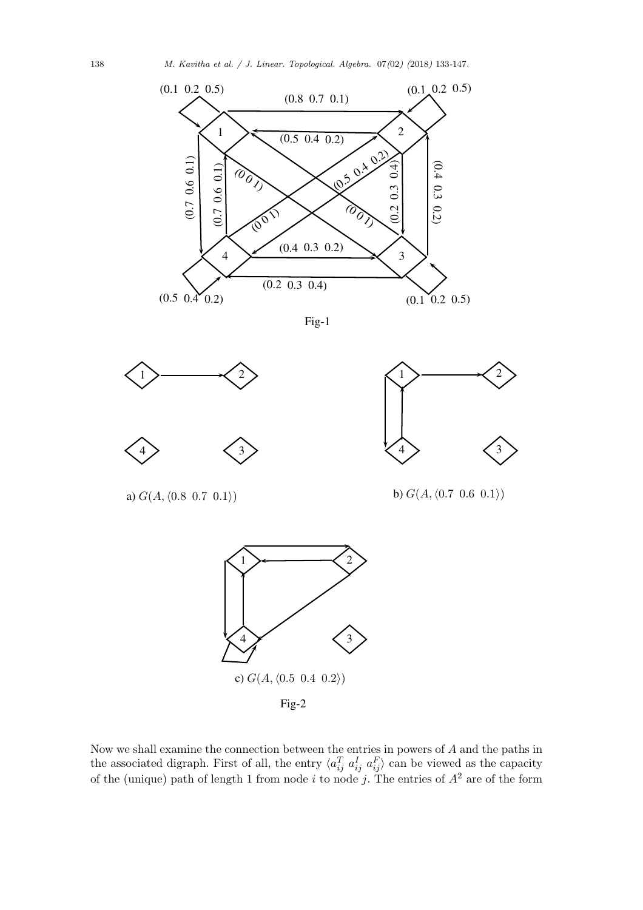Fig-1

a) $G(A, \langle 0.8\ \ 0.7\ \ 0.1\rangle)$

b) $G(A, \langle 0.7\ \ 0.6\ \ 0.1\rangle)$

c) $G(A, \langle 0.5\ \ 0.4\ \ 0.2\rangle)$

Fig-2

Now we shall examine the connection between the entries in powers of $A$ and the paths in the associated digraph. First of all, the entry $\langle a_{ij}^T\ a_{ij}^I\ a_{ij}^F\rangle$ can be viewed as the capacity of the (unique) path of length 1 from node $i$ to node $j$. The entries of $A^2$ are of the form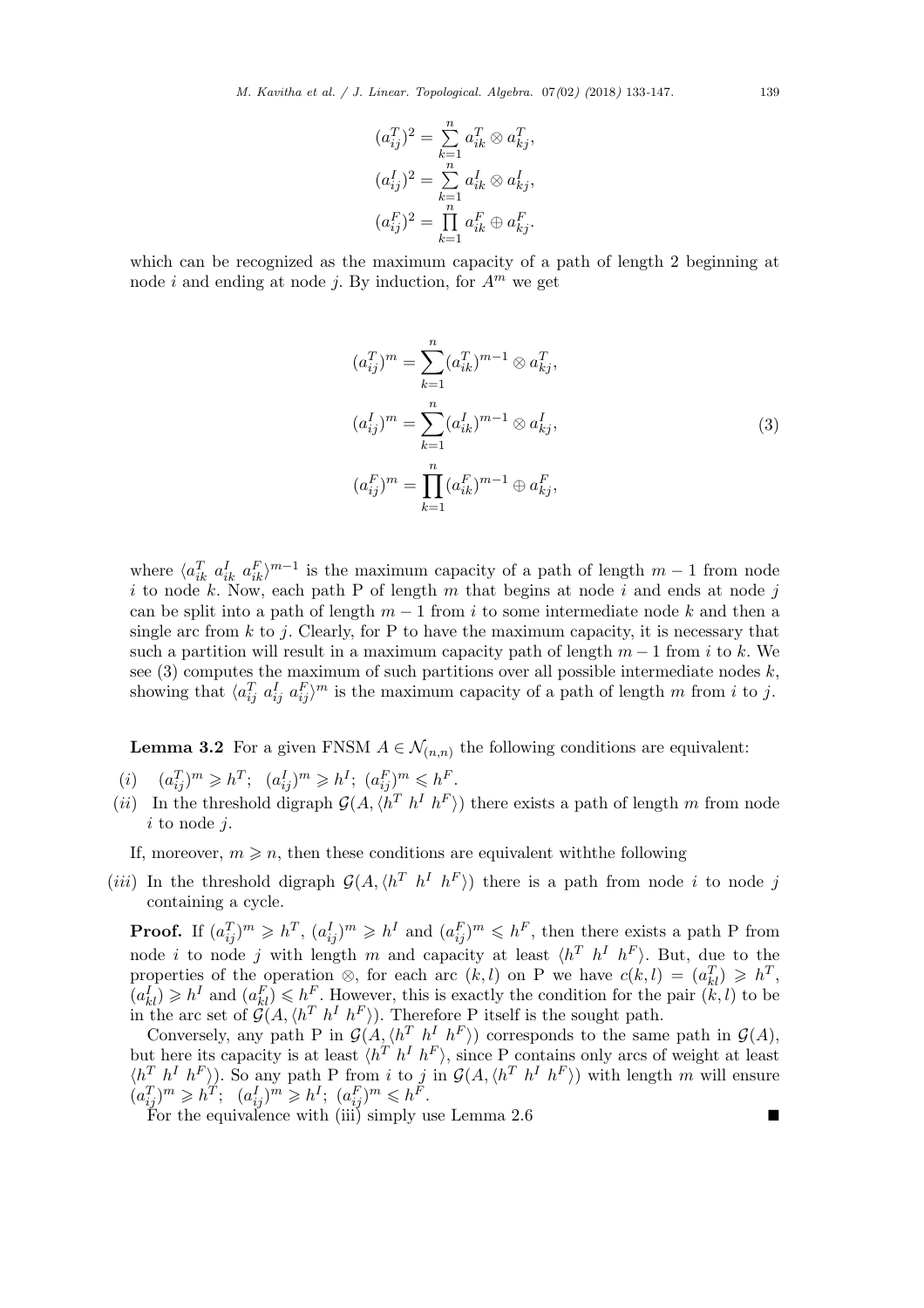$$(a_{ij}^T)^2 = \sum_{k=1}^{n} a_{ik}^T \otimes a_{kj}^T,$$
$$(a_{ij}^I)^2 = \sum_{k=1}^{n} a_{ik}^I \otimes a_{kj}^I,$$
$$(a_{ij}^F)^2 = \prod_{k=1}^{n} a_{ik}^F \oplus a_{kj}^F.$$

which can be recognized as the maximum capacity of a path of length 2 beginning at node $i$ and ending at node $j$. By induction, for $A^m$ we get

$$
\begin{aligned}
(a_{ij}^T)^m &= \sum_{k=1}^{n} (a_{ik}^T)^{m-1} \otimes a_{kj}^T, \\
(a_{ij}^I)^m &= \sum_{k=1}^{n} (a_{ik}^I)^{m-1} \otimes a_{kj}^I, \\
(a_{ij}^F)^m &= \prod_{k=1}^{n} (a_{ik}^F)^{m-1} \oplus a_{kj}^F,
\end{aligned}
\tag{3}
$$

where $\langle a_{ik}^T \ a_{ik}^I \ a_{ik}^F \rangle^{m-1}$ is the maximum capacity of a path of length $m-1$ from node $i$ to node $k$. Now, each path P of length $m$ that begins at node $i$ and ends at node $j$ can be split into a path of length $m-1$ from $i$ to some intermediate node $k$ and then a single arc from $k$ to $j$. Clearly, for P to have the maximum capacity, it is necessary that such a partition will result in a maximum capacity path of length $m-1$ from $i$ to $k$. We see (3) computes the maximum of such partitions over all possible intermediate nodes $k$, showing that $\langle a_{ij}^T \ a_{ij}^I \ a_{ij}^F \rangle^m$ is the maximum capacity of a path of length $m$ from $i$ to $j$.

**Lemma 3.2** For a given FNSM $A \in \mathcal{N}_{(n,n)}$ the following conditions are equivalent:

$(i)$ $(a_{ij}^T)^m \geqslant h^T$; $(a_{ij}^I)^m \geqslant h^I$; $(a_{ij}^F)^m \leqslant h^F$.

$(ii)$ In the threshold digraph $\mathcal{G}(A, \langle h^T \ h^I \ h^F \rangle)$ there exists a path of length $m$ from node $i$ to node $j$.

If, moreover, $m \geqslant n$, then these conditions are equivalent withthe following

$(iii)$ In the threshold digraph $\mathcal{G}(A, \langle h^T \ h^I \ h^F \rangle)$ there is a path from node $i$ to node $j$ containing a cycle.

**Proof.** If $(a_{ij}^T)^m \geqslant h^T$, $(a_{ij}^I)^m \geqslant h^I$ and $(a_{ij}^F)^m \leqslant h^F$, then there exists a path P from node $i$ to node $j$ with length $m$ and capacity at least $\langle h^T \ h^I \ h^F \rangle$. But, due to the properties of the operation $\otimes$, for each arc $(k, l)$ on P we have $c(k, l) = (a_{kl}^T) \geqslant h^T$, $(a_{kl}^I) \geqslant h^I$ and $(a_{kl}^F) \leqslant h^F$. However, this is exactly the condition for the pair $(k, l)$ to be in the arc set of $\mathcal{G}(A, \langle h^T \ h^I \ h^F \rangle)$. Therefore P itself is the sought path.

Conversely, any path P in $\mathcal{G}(A, \langle h^T \ h^I \ h^F \rangle)$ corresponds to the same path in $\mathcal{G}(A)$, but here its capacity is at least $\langle h^T \ h^I \ h^F \rangle$, since P contains only arcs of weight at least $\langle h^T \ h^I \ h^F \rangle$). So any path P from $i$ to $j$ in $\mathcal{G}(A, \langle h^T \ h^I \ h^F \rangle)$ with length $m$ will ensure $(a_{ij}^T)^m \geqslant h^T$; $(a_{ij}^I)^m \geqslant h^I$; $(a_{ij}^F)^m \leqslant h^F$.

For the equivalence with (iii) simply use Lemma 2.6 ■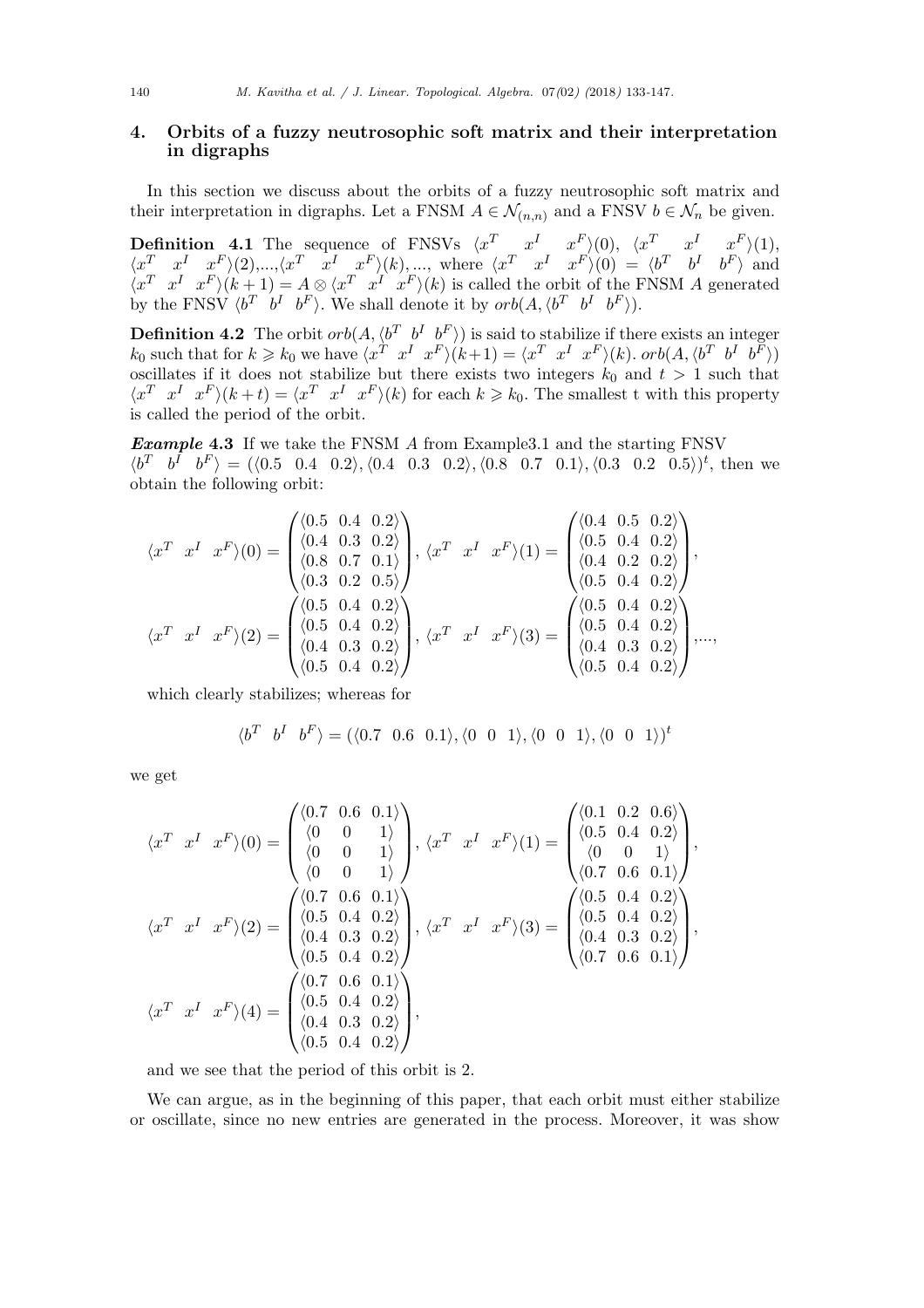## 4. Orbits of a fuzzy neutrosophic soft matrix and their interpretation in digraphs

In this section we discuss about the orbits of a fuzzy neutrosophic soft matrix and their interpretation in digraphs. Let a FNSM $A \in \mathcal{N}_{(n,n)}$ and a FNSV $b \in \mathcal{N}_n$ be given.

**Definition 4.1** The sequence of FNSVs $\langle x^T \quad x^I \quad x^F\rangle(0)$, $\langle x^T \quad x^I \quad x^F\rangle(1)$, $\langle x^T \quad x^I \quad x^F\rangle(2)$,...,$\langle x^T \quad x^I \quad x^F\rangle(k)$, ..., where $\langle x^T \quad x^I \quad x^F\rangle(0) = \langle b^T \quad b^I \quad b^F\rangle$ and $\langle x^T \quad x^I \quad x^F\rangle(k+1) = A \otimes \langle x^T \quad x^I \quad x^F\rangle(k)$ is called the orbit of the FNSM $A$ generated by the FNSV $\langle b^T \quad b^I \quad b^F\rangle$. We shall denote it by $orb(A, \langle b^T \quad b^I \quad b^F\rangle)$.

**Definition 4.2** The orbit $orb(A, \langle b^T \quad b^I \quad b^F\rangle)$ is said to stabilize if there exists an integer $k_0$ such that for $k \geqslant k_0$ we have $\langle x^T \quad x^I \quad x^F\rangle(k+1) = \langle x^T \quad x^I \quad x^F\rangle(k)$. $orb(A, \langle b^T \quad b^I \quad b^F\rangle)$ oscillates if it does not stabilize but there exists two integers $k_0$ and $t > 1$ such that $\langle x^T \quad x^I \quad x^F\rangle(k+t) = \langle x^T \quad x^I \quad x^F\rangle(k)$ for each $k \geqslant k_0$. The smallest t with this property is called the period of the orbit.

***Example* 4.3** If we take the FNSM $A$ from Example3.1 and the starting FNSV $\langle b^T \quad b^I \quad b^F\rangle = (\langle 0.5 \quad 0.4 \quad 0.2\rangle, \langle 0.4 \quad 0.3 \quad 0.2\rangle, \langle 0.8 \quad 0.7 \quad 0.1\rangle, \langle 0.3 \quad 0.2 \quad 0.5\rangle)^t$, then we obtain the following orbit:

$$\langle x^T \quad x^I \quad x^F\rangle(0) = \begin{pmatrix} \langle 0.5 \ 0.4 \ 0.2\rangle \\ \langle 0.4 \ 0.3 \ 0.2\rangle \\ \langle 0.8 \ 0.7 \ 0.1\rangle \\ \langle 0.3 \ 0.2 \ 0.5\rangle \end{pmatrix}, \ \langle x^T \quad x^I \quad x^F\rangle(1) = \begin{pmatrix} \langle 0.4 \ 0.5 \ 0.2\rangle \\ \langle 0.5 \ 0.4 \ 0.2\rangle \\ \langle 0.4 \ 0.2 \ 0.2\rangle \\ \langle 0.5 \ 0.4 \ 0.2\rangle \end{pmatrix},$$

$$\langle x^T \quad x^I \quad x^F\rangle(2) = \begin{pmatrix} \langle 0.5 \ 0.4 \ 0.2\rangle \\ \langle 0.5 \ 0.4 \ 0.2\rangle \\ \langle 0.4 \ 0.3 \ 0.2\rangle \\ \langle 0.5 \ 0.4 \ 0.2\rangle \end{pmatrix}, \ \langle x^T \quad x^I \quad x^F\rangle(3) = \begin{pmatrix} \langle 0.5 \ 0.4 \ 0.2\rangle \\ \langle 0.5 \ 0.4 \ 0.2\rangle \\ \langle 0.4 \ 0.3 \ 0.2\rangle \\ \langle 0.5 \ 0.4 \ 0.2\rangle \end{pmatrix}, ....,$$

which clearly stabilizes; whereas for

$$\langle b^T \quad b^I \quad b^F\rangle = (\langle 0.7 \quad 0.6 \quad 0.1\rangle, \langle 0 \quad 0 \quad 1\rangle, \langle 0 \quad 0 \quad 1\rangle, \langle 0 \quad 0 \quad 1\rangle)^t$$

we get

$$\langle x^T \quad x^I \quad x^F\rangle(0) = \begin{pmatrix} \langle 0.7 \ 0.6 \ 0.1\rangle \\ \langle 0 \quad 0 \quad 1\rangle \\ \langle 0 \quad 0 \quad 1\rangle \\ \langle 0 \quad 0 \quad 1\rangle \end{pmatrix}, \ \langle x^T \quad x^I \quad x^F\rangle(1) = \begin{pmatrix} \langle 0.1 \ 0.2 \ 0.6\rangle \\ \langle 0.5 \ 0.4 \ 0.2\rangle \\ \langle 0 \quad 0 \quad 1\rangle \\ \langle 0.7 \ 0.6 \ 0.1\rangle \end{pmatrix},$$

$$\langle x^T \quad x^I \quad x^F\rangle(2) = \begin{pmatrix} \langle 0.7 \ 0.6 \ 0.1\rangle \\ \langle 0.5 \ 0.4 \ 0.2\rangle \\ \langle 0.4 \ 0.3 \ 0.2\rangle \\ \langle 0.5 \ 0.4 \ 0.2\rangle \end{pmatrix}, \ \langle x^T \quad x^I \quad x^F\rangle(3) = \begin{pmatrix} \langle 0.5 \ 0.4 \ 0.2\rangle \\ \langle 0.5 \ 0.4 \ 0.2\rangle \\ \langle 0.4 \ 0.3 \ 0.2\rangle \\ \langle 0.7 \ 0.6 \ 0.1\rangle \end{pmatrix},$$

$$\langle x^T \quad x^I \quad x^F\rangle(4) = \begin{pmatrix} \langle 0.7 \ 0.6 \ 0.1\rangle \\ \langle 0.5 \ 0.4 \ 0.2\rangle \\ \langle 0.4 \ 0.3 \ 0.2\rangle \\ \langle 0.5 \ 0.4 \ 0.2\rangle \end{pmatrix},$$

and we see that the period of this orbit is 2.

We can argue, as in the beginning of this paper, that each orbit must either stabilize or oscillate, since no new entries are generated in the process. Moreover, it was show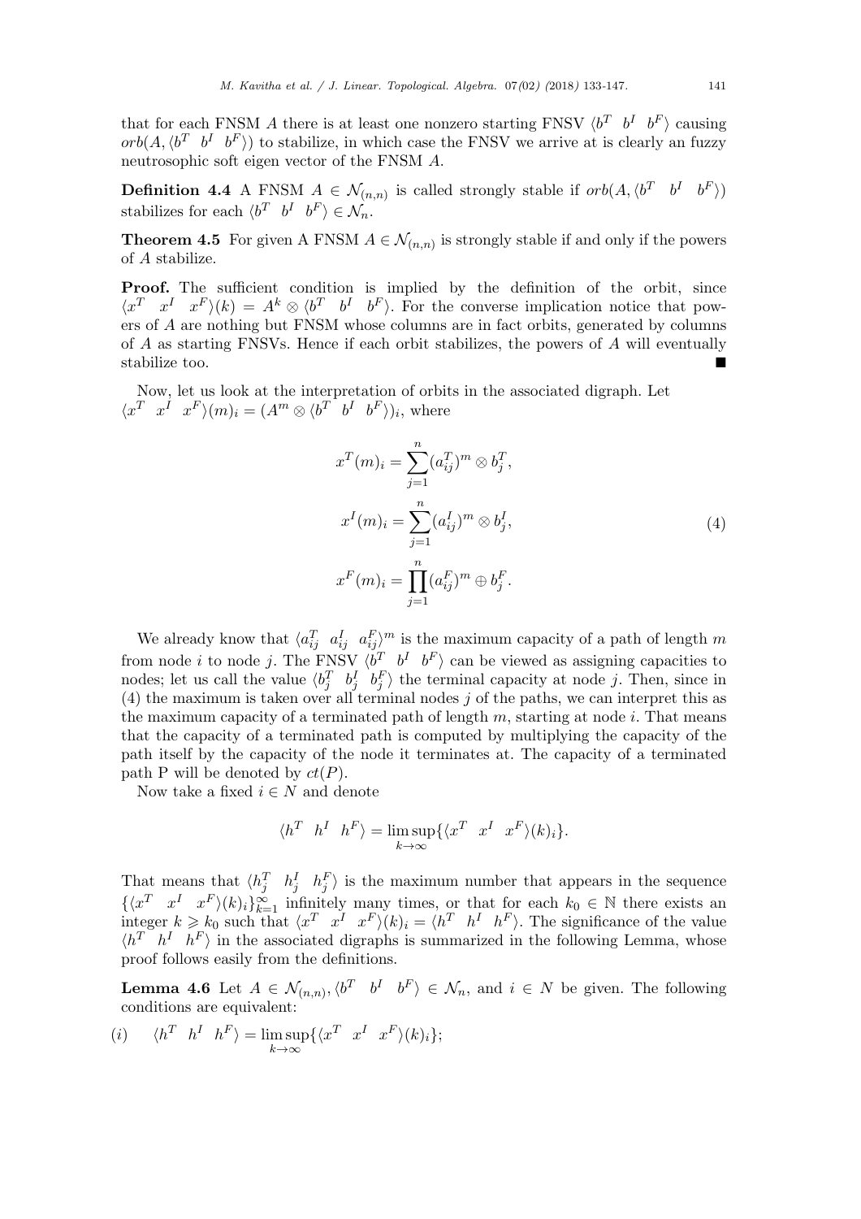that for each FNSM $A$ there is at least one nonzero starting FNSV $\langle b^T \;\; b^I \;\; b^F \rangle$ causing $orb(A, \langle b^T \;\; b^I \;\; b^F \rangle)$ to stabilize, in which case the FNSV we arrive at is clearly an fuzzy neutrosophic soft eigen vector of the FNSM $A$.

**Definition 4.4** A FNSM $A \in \mathcal{N}_{(n,n)}$ is called strongly stable if $orb(A, \langle b^T \;\; b^I \;\; b^F \rangle)$ stabilizes for each $\langle b^T \;\; b^I \;\; b^F \rangle \in \mathcal{N}_n$.

**Theorem 4.5** For given A FNSM $A \in \mathcal{N}_{(n,n)}$ is strongly stable if and only if the powers of $A$ stabilize.

**Proof.** The sufficient condition is implied by the definition of the orbit, since $\langle x^T \;\; x^I \;\; x^F \rangle(k) = A^k \otimes \langle b^T \;\; b^I \;\; b^F \rangle$. For the converse implication notice that powers of $A$ are nothing but FNSM whose columns are in fact orbits, generated by columns of $A$ as starting FNSVs. Hence if each orbit stabilizes, the powers of $A$ will eventually stabilize too. ■

Now, let us look at the interpretation of orbits in the associated digraph. Let $\langle x^T \;\; x^I \;\; x^F \rangle(m)_i = (A^m \otimes \langle b^T \;\; b^I \;\; b^F \rangle)_i$, where

$$
\begin{aligned}
x^T(m)_i &= \sum_{j=1}^{n} (a_{ij}^T)^m \otimes b_j^T, \\
x^I(m)_i &= \sum_{j=1}^{n} (a_{ij}^I)^m \otimes b_j^I, \\
x^F(m)_i &= \prod_{j=1}^{n} (a_{ij}^F)^m \oplus b_j^F.
\end{aligned}
\tag{4}
$$

We already know that $\langle a_{ij}^T \;\; a_{ij}^I \;\; a_{ij}^F \rangle^m$ is the maximum capacity of a path of length $m$ from node $i$ to node $j$. The FNSV $\langle b^T \;\; b^I \;\; b^F \rangle$ can be viewed as assigning capacities to nodes; let us call the value $\langle b_j^T \;\; b_j^I \;\; b_j^F \rangle$ the terminal capacity at node $j$. Then, since in (4) the maximum is taken over all terminal nodes $j$ of the paths, we can interpret this as the maximum capacity of a terminated path of length $m$, starting at node $i$. That means that the capacity of a terminated path is computed by multiplying the capacity of the path itself by the capacity of the node it terminates at. The capacity of a terminated path P will be denoted by $ct(P)$.

Now take a fixed $i \in N$ and denote

$$
\langle h^T \;\; h^I \;\; h^F \rangle = \limsup_{k \to \infty} \{ \langle x^T \;\; x^I \;\; x^F \rangle(k)_i \}.
$$

That means that $\langle h_j^T \;\; h_j^I \;\; h_j^F \rangle$ is the maximum number that appears in the sequence $\{ \langle x^T \;\; x^I \;\; x^F \rangle(k)_i \}_{k=1}^{\infty}$ infinitely many times, or that for each $k_0 \in \mathbb{N}$ there exists an integer $k \geqslant k_0$ such that $\langle x^T \;\; x^I \;\; x^F \rangle(k)_i = \langle h^T \;\; h^I \;\; h^F \rangle$. The significance of the value $\langle h^T \;\; h^I \;\; h^F \rangle$ in the associated digraphs is summarized in the following Lemma, whose proof follows easily from the definitions.

**Lemma 4.6** Let $A \in \mathcal{N}_{(n,n)}, \langle b^T \;\; b^I \;\; b^F \rangle \in \mathcal{N}_n$, and $i \in N$ be given. The following conditions are equivalent:

$(i) \quad \langle h^T \;\; h^I \;\; h^F \rangle = \limsup_{k \to \infty} \{ \langle x^T \;\; x^I \;\; x^F \rangle(k)_i \}$;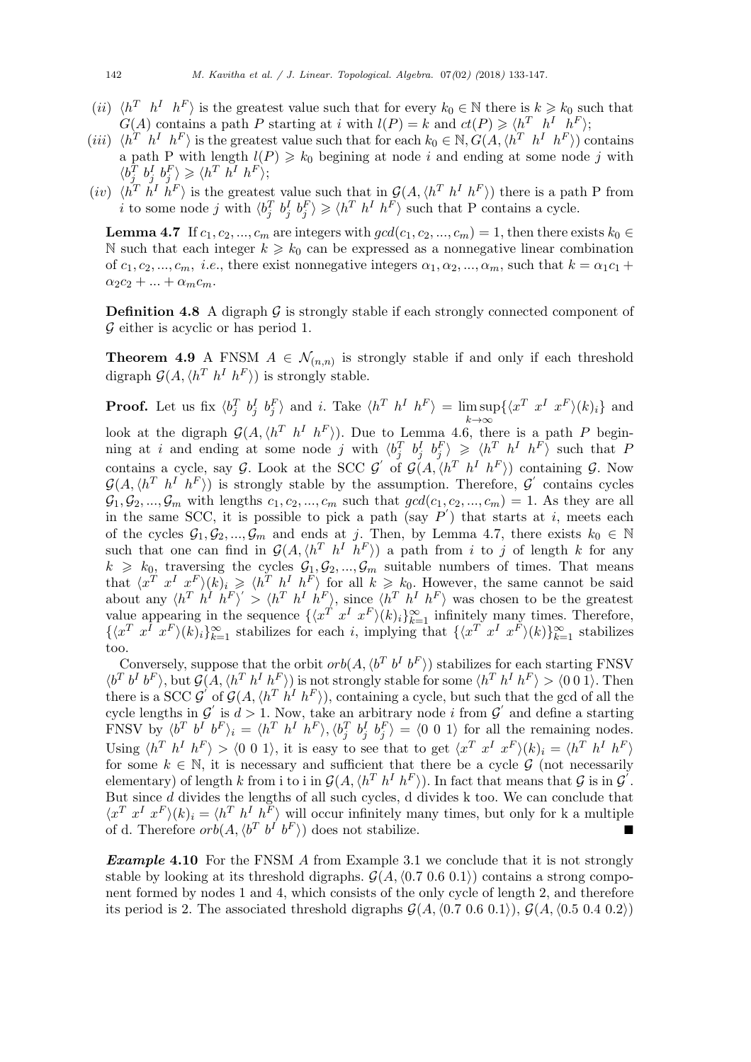(*ii*) $\langle h^T \;\; h^I \;\; h^F\rangle$ is the greatest value such that for every $k_0 \in \mathbb{N}$ there is $k \geqslant k_0$ such that $G(A)$ contains a path $P$ starting at $i$ with $l(P) = k$ and $ct(P) \geqslant \langle h^T \;\; h^I \;\; h^F\rangle$;

(*iii*) $\langle h^T \;\; h^I \;\; h^F\rangle$ is the greatest value such that for each $k_0 \in \mathbb{N}, G(A, \langle h^T \;\; h^I \;\; h^F\rangle)$ contains a path P with length $l(P) \geqslant k_0$ begining at node $i$ and ending at some node $j$ with $\langle b^T_j \; b^I_j \; b^F_j\rangle \geqslant \langle h^T \; h^I \; h^F\rangle$;

(*iv*) $\langle h^T \; h^I \; h^F\rangle$ is the greatest value such that in $\mathcal{G}(A, \langle h^T \; h^I \; h^F\rangle)$ there is a path P from $i$ to some node $j$ with $\langle b^T_j \; b^I_j \; b^F_j\rangle \geqslant \langle h^T \; h^I \; h^F\rangle$ such that P contains a cycle.

**Lemma 4.7** If $c_1, c_2, ..., c_m$ are integers with $gcd(c_1, c_2, ..., c_m) = 1$, then there exists $k_0 \in \mathbb{N}$ such that each integer $k \geqslant k_0$ can be expressed as a nonnegative linear combination of $c_1, c_2, ..., c_m$, *i.e.*, there exist nonnegative integers $\alpha_1, \alpha_2, ..., \alpha_m$, such that $k = \alpha_1 c_1 + \alpha_2 c_2 + ... + \alpha_m c_m$.

**Definition 4.8** A digraph $\mathcal{G}$ is strongly stable if each strongly connected component of $\mathcal{G}$ either is acyclic or has period 1.

**Theorem 4.9** A FNSM $A \in \mathcal{N}_{(n,n)}$ is strongly stable if and only if each threshold digraph $\mathcal{G}(A, \langle h^T \; h^I \; h^F\rangle)$ is strongly stable.

**Proof.** Let us fix $\langle b^T_j \; b^I_j \; b^F_j\rangle$ and $i$. Take $\langle h^T \; h^I \; h^F\rangle = \limsup\limits_{k\to\infty}\{\langle x^T \; x^I \; x^F\rangle(k)_i\}$ and look at the digraph $\mathcal{G}(A, \langle h^T \; h^I \; h^F\rangle)$. Due to Lemma 4.6, there is a path $P$ beginning at $i$ and ending at some node $j$ with $\langle b^T_j \; b^I_j \; b^F_j\rangle \geqslant \langle h^T \; h^I \; h^F\rangle$ such that $P$ contains a cycle, say $\mathcal{G}$. Look at the SCC $\mathcal{G}'$ of $\mathcal{G}(A, \langle h^T \; h^I \; h^F\rangle)$ containing $\mathcal{G}$. Now $\mathcal{G}(A, \langle h^T \;\; h^I \;\; h^F\rangle)$ is strongly stable by the assumption. Therefore, $\mathcal{G}'$ contains cycles $\mathcal{G}_1, \mathcal{G}_2, ..., \mathcal{G}_m$ with lengths $c_1, c_2, ..., c_m$ such that $gcd(c_1, c_2, ..., c_m) = 1$. As they are all in the same SCC, it is possible to pick a path (say $P'$) that starts at $i$, meets each of the cycles $\mathcal{G}_1, \mathcal{G}_2, ..., \mathcal{G}_m$ and ends at $j$. Then, by Lemma 4.7, there exists $k_0 \in \mathbb{N}$ such that one can find in $\mathcal{G}(A, \langle h^T \; h^I \; h^F\rangle)$ a path from $i$ to $j$ of length $k$ for any $k \geqslant k_0$, traversing the cycles $\mathcal{G}_1, \mathcal{G}_2, ..., \mathcal{G}_m$ suitable numbers of times. That means that $\langle x^T \; x^I \; x^F\rangle(k)_i \geqslant \langle h^T \; h^I \; h^F\rangle$ for all $k \geqslant k_0$. However, the same cannot be said about any $\langle h^T \; h^I \; h^F\rangle' > \langle h^T \; h^I \; h^F\rangle$, since $\langle h^T \; h^I \; h^F\rangle$ was chosen to be the greatest value appearing in the sequence $\{\langle x^T \; x^I \; x^F\rangle(k)_i\}_{k=1}^{\infty}$ infinitely many times. Therefore, $\{\langle x^T \; x^I \; x^F\rangle(k)_i\}_{k=1}^{\infty}$ stabilizes for each $i$, implying that $\{\langle x^T \; x^I \; x^F\rangle(k)\}_{k=1}^{\infty}$ stabilizes too.

Conversely, suppose that the orbit $orb(A, \langle b^T \; b^I \; b^F\rangle)$ stabilizes for each starting FNSV $\langle b^T \; b^I \; b^F\rangle$, but $\mathcal{G}(A, \langle h^T \; h^I \; h^F\rangle)$ is not strongly stable for some $\langle h^T \; h^I \; h^F\rangle > \langle 0 \; 0 \; 1\rangle$. Then there is a SCC $\mathcal{G}'$ of $\mathcal{G}(A, \langle h^T \; h^I \; h^F\rangle)$, containing a cycle, but such that the gcd of all the cycle lengths in $\mathcal{G}'$ is $d > 1$. Now, take an arbitrary node $i$ from $\mathcal{G}'$ and define a starting FNSV by $\langle b^T \; b^I \; b^F\rangle_i = \langle h^T \; h^I \; h^F\rangle, \langle b^T_j \; b^I_j \; b^F_j\rangle = \langle 0 \;\; 0 \;\; 1\rangle$ for all the remaining nodes. Using $\langle h^T \; h^I \; h^F\rangle > \langle 0 \; 0 \; 1\rangle$, it is easy to see that to get $\langle x^T \; x^I \; x^F\rangle(k)_i = \langle h^T \; h^I \; h^F\rangle$ for some $k \in \mathbb{N}$, it is necessary and sufficient that there be a cycle $\mathcal{G}$ (not necessarily elementary) of length $k$ from i to i in $\mathcal{G}(A, \langle h^T \; h^I \; h^F\rangle)$. In fact that means that $\mathcal{G}$ is in $\mathcal{G}'$. But since $d$ divides the lengths of all such cycles, d divides k too. We can conclude that $\langle x^T \; x^I \; x^F\rangle(k)_i = \langle h^T \; h^I \; h^F\rangle$ will occur infinitely many times, but only for k a multiple of d. Therefore $orb(A, \langle b^T \; b^I \; b^F\rangle)$ does not stabilize. ∎

***Example* 4.10** For the FNSM $A$ from Example 3.1 we conclude that it is not strongly stable by looking at its threshold digraphs. $\mathcal{G}(A, \langle 0.7 \; 0.6 \; 0.1\rangle)$ contains a strong component formed by nodes 1 and 4, which consists of the only cycle of length 2, and therefore its period is 2. The associated threshold digraphs $\mathcal{G}(A, \langle 0.7 \; 0.6 \; 0.1\rangle)$, $\mathcal{G}(A, \langle 0.5 \; 0.4 \; 0.2\rangle)$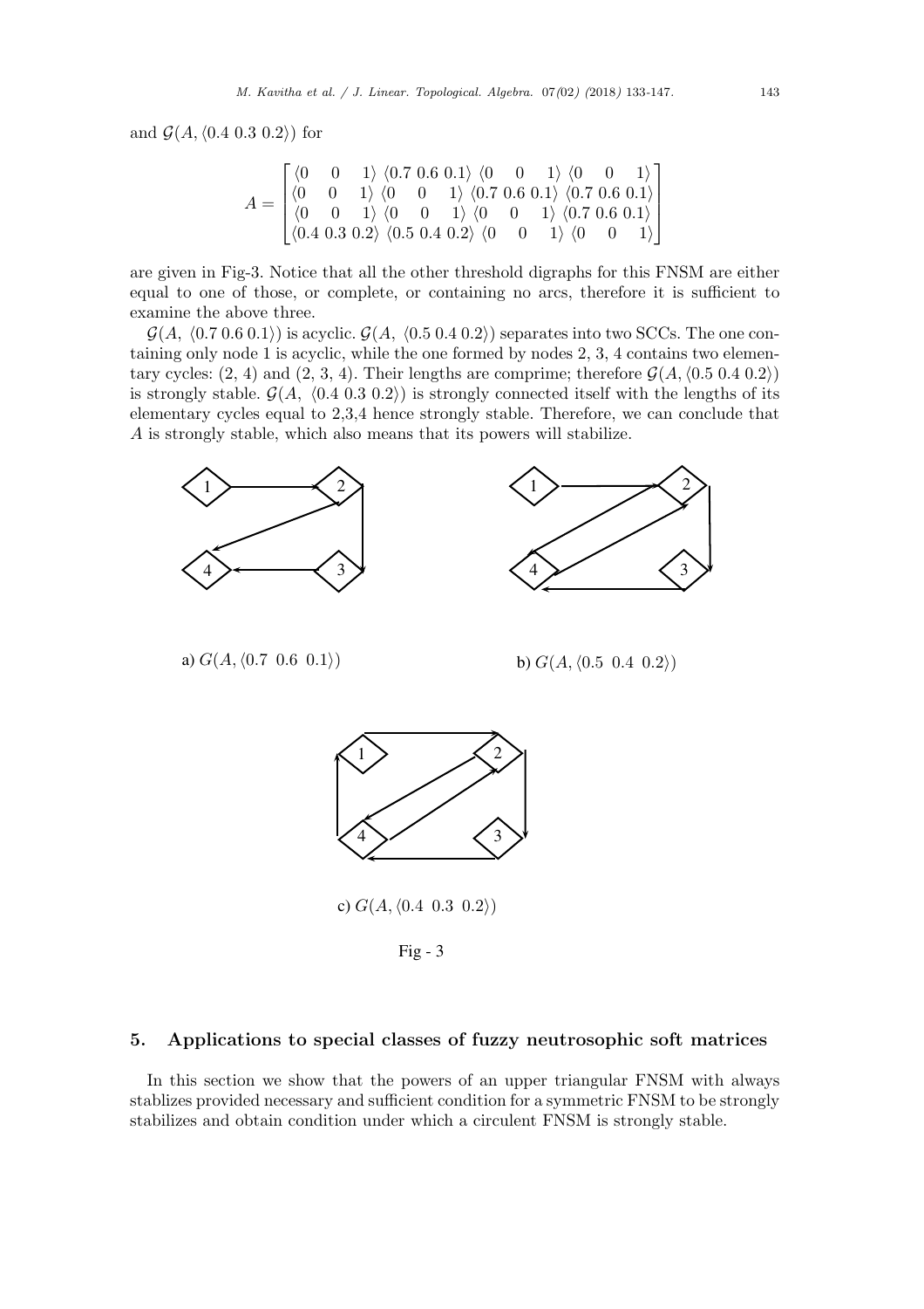and $\mathcal{G}(A, \langle 0.4\ 0.3\ 0.2\rangle)$ for

$$A = \begin{bmatrix} \langle 0 \quad 0 \quad 1\rangle & \langle 0.7\ 0.6\ 0.1\rangle & \langle 0 \quad 0 \quad 1\rangle & \langle 0 \quad 0 \quad 1\rangle \\ \langle 0 \quad 0 \quad 1\rangle & \langle 0 \quad 0 \quad 1\rangle & \langle 0.7\ 0.6\ 0.1\rangle & \langle 0.7\ 0.6\ 0.1\rangle \\ \langle 0 \quad 0 \quad 1\rangle & \langle 0 \quad 0 \quad 1\rangle & \langle 0 \quad 0 \quad 1\rangle & \langle 0.7\ 0.6\ 0.1\rangle \\ \langle 0.4\ 0.3\ 0.2\rangle & \langle 0.5\ 0.4\ 0.2\rangle & \langle 0 \quad 0 \quad 1\rangle & \langle 0 \quad 0 \quad 1\rangle \end{bmatrix}$$

are given in Fig-3. Notice that all the other threshold digraphs for this FNSM are either equal to one of those, or complete, or containing no arcs, therefore it is sufficient to examine the above three.

$\mathcal{G}(A,\ \langle 0.7\ 0.6\ 0.1\rangle)$ is acyclic. $\mathcal{G}(A,\ \langle 0.5\ 0.4\ 0.2\rangle)$ separates into two SCCs. The one containing only node 1 is acyclic, while the one formed by nodes 2, 3, 4 contains two elementary cycles: (2, 4) and (2, 3, 4). Their lengths are comprime; therefore $\mathcal{G}(A, \langle 0.5\ 0.4\ 0.2\rangle)$ is strongly stable. $\mathcal{G}(A,\ \langle 0.4\ 0.3\ 0.2\rangle)$ is strongly connected itself with the lengths of its elementary cycles equal to 2,3,4 hence strongly stable. Therefore, we can conclude that $A$ is strongly stable, which also means that its powers will stabilize.

a) $G(A, \langle 0.7\ \ 0.6\ \ 0.1\rangle)$

b) $G(A, \langle 0.5\ \ 0.4\ \ 0.2\rangle)$

c) $G(A, \langle 0.4\ \ 0.3\ \ 0.2\rangle)$

Fig - 3

## 5. Applications to special classes of fuzzy neutrosophic soft matrices

In this section we show that the powers of an upper triangular FNSM with always stablizes provided necessary and sufficient condition for a symmetric FNSM to be strongly stabilizes and obtain condition under which a circulent FNSM is strongly stable.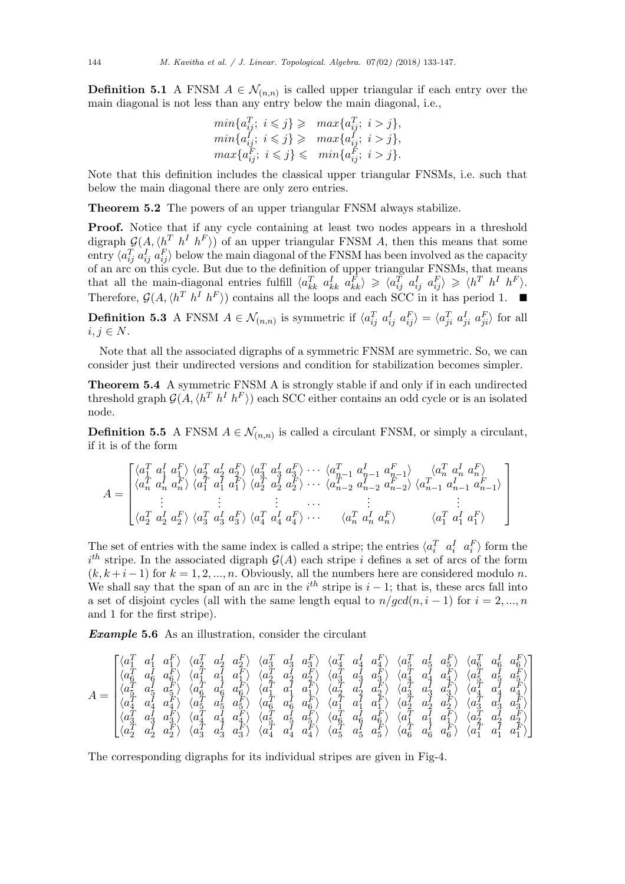**Definition 5.1** A FNSM $A \in \mathcal{N}_{(n,n)}$ is called upper triangular if each entry over the main diagonal is not less than any entry below the main diagonal, i.e.,

$$min\{a_{ij}^T;\ i \leqslant j\} \geqslant\ max\{a_{ij}^T;\ i > j\},$$
$$min\{a_{ij}^I;\ i \leqslant j\} \geqslant\ max\{a_{ij}^I;\ i > j\},$$
$$max\{a_{ij}^F;\ i \leqslant j\} \leqslant\ min\{a_{ij}^F;\ i > j\}.$$

Note that this definition includes the classical upper triangular FNSMs, i.e. such that below the main diagonal there are only zero entries.

**Theorem 5.2** The powers of an upper triangular FNSM always stabilize.

**Proof.** Notice that if any cycle containing at least two nodes appears in a threshold digraph $\mathcal{G}(A, \langle h^T\ h^I\ h^F\rangle)$ of an upper triangular FNSM $A$, then this means that some entry $\langle a_{ij}^T\ a_{ij}^I\ a_{ij}^F\rangle$ below the main diagonal of the FNSM has been involved as the capacity of an arc on this cycle. But due to the definition of upper triangular FNSMs, that means that all the main-diagonal entries fulfill $\langle a_{kk}^T\ a_{kk}^I\ a_{kk}^F\rangle \geqslant \langle a_{ij}^T\ a_{ij}^I\ a_{ij}^F\rangle \geqslant \langle h^T\ h^I\ h^F\rangle$. Therefore, $\mathcal{G}(A, \langle h^T\ h^I\ h^F\rangle)$ contains all the loops and each SCC in it has period 1. ∎

**Definition 5.3** A FNSM $A \in \mathcal{N}_{(n,n)}$ is symmetric if $\langle a_{ij}^T\ a_{ij}^I\ a_{ij}^F\rangle = \langle a_{ji}^T\ a_{ji}^I\ a_{ji}^F\rangle$ for all $i, j \in N$.

Note that all the associated digraphs of a symmetric FNSM are symmetric. So, we can consider just their undirected versions and condition for stabilization becomes simpler.

**Theorem 5.4** A symmetric FNSM A is strongly stable if and only if in each undirected threshold graph $\mathcal{G}(A, \langle h^T\ h^I\ h^F\rangle)$ each SCC either contains an odd cycle or is an isolated node.

**Definition 5.5** A FNSM $A \in \mathcal{N}_{(n,n)}$ is called a circulant FNSM, or simply a circulant, if it is of the form

$$A = \begin{bmatrix} \langle a_1^T\ a_1^I\ a_1^F\rangle & \langle a_2^T\ a_2^I\ a_2^F\rangle & \langle a_3^T\ a_3^I\ a_3^F\rangle & \cdots & \langle a_{n-1}^T\ a_{n-1}^I\ a_{n-1}^F\rangle & \langle a_n^T\ a_n^I\ a_n^F\rangle \\ \langle a_n^T\ a_n^I\ a_n^F\rangle & \langle a_1^T\ a_1^I\ a_1^F\rangle & \langle a_2^T\ a_2^I\ a_2^F\rangle & \cdots & \langle a_{n-2}^T\ a_{n-2}^I\ a_{n-2}^F\rangle & \langle a_{n-1}^T\ a_{n-1}^I\ a_{n-1}^F\rangle \\ \vdots & \vdots & \vdots & \cdots & \vdots & \vdots \\ \langle a_2^T\ a_2^I\ a_2^F\rangle & \langle a_3^T\ a_3^I\ a_3^F\rangle & \langle a_4^T\ a_4^I\ a_4^F\rangle & \cdots & \langle a_n^T\ a_n^I\ a_n^F\rangle & \langle a_1^T\ a_1^I\ a_1^F\rangle \end{bmatrix}$$

The set of entries with the same index is called a stripe; the entries $\langle a_i^T\ \ a_i^I\ \ a_i^F\rangle$ form the $i^{th}$ stripe. In the associated digraph $\mathcal{G}(A)$ each stripe $i$ defines a set of arcs of the form $(k, k+i-1)$ for $k = 1, 2, ..., n$. Obviously, all the numbers here are considered modulo $n$. We shall say that the span of an arc in the $i^{th}$ stripe is $i-1$; that is, these arcs fall into a set of disjoint cycles (all with the same length equal to $n/gcd(n, i-1)$ for $i = 2, ..., n$ and 1 for the first stripe).

***Example* 5.6** As an illustration, consider the circulant

$$A = \begin{bmatrix} \langle a_1^T\ \ a_1^I\ \ a_1^F\rangle & \langle a_2^T\ \ a_2^I\ \ a_2^F\rangle & \langle a_3^T\ \ a_3^I\ \ a_3^F\rangle & \langle a_4^T\ \ a_4^I\ \ a_4^F\rangle & \langle a_5^T\ \ a_5^I\ \ a_5^F\rangle & \langle a_6^T\ \ a_6^I\ \ a_6^F\rangle \\ \langle a_6^T\ \ a_6^I\ \ a_6^F\rangle & \langle a_1^T\ \ a_1^I\ \ a_1^F\rangle & \langle a_2^T\ \ a_2^I\ \ a_2^F\rangle & \langle a_3^T\ \ a_3^I\ \ a_3^F\rangle & \langle a_4^T\ \ a_4^I\ \ a_4^F\rangle & \langle a_5^T\ \ a_5^I\ \ a_5^F\rangle \\ \langle a_5^T\ \ a_5^I\ \ a_5^F\rangle & \langle a_6^T\ \ a_6^I\ \ a_6^F\rangle & \langle a_1^T\ \ a_1^I\ \ a_1^F\rangle & \langle a_2^T\ \ a_2^I\ \ a_2^F\rangle & \langle a_3^T\ \ a_3^I\ \ a_3^F\rangle & \langle a_4^T\ \ a_4^I\ \ a_4^F\rangle \\ \langle a_4^T\ \ a_4^I\ \ a_4^F\rangle & \langle a_5^T\ \ a_5^I\ \ a_5^F\rangle & \langle a_6^T\ \ a_6^I\ \ a_6^F\rangle & \langle a_1^T\ \ a_1^I\ \ a_1^F\rangle & \langle a_2^T\ \ a_2^I\ \ a_2^F\rangle & \langle a_3^T\ \ a_3^I\ \ a_3^F\rangle \\ \langle a_3^T\ \ a_3^I\ \ a_3^F\rangle & \langle a_4^T\ \ a_4^I\ \ a_4^F\rangle & \langle a_5^T\ \ a_5^I\ \ a_5^F\rangle & \langle a_6^T\ \ a_6^I\ \ a_6^F\rangle & \langle a_1^T\ \ a_1^I\ \ a_1^F\rangle & \langle a_2^T\ \ a_2^I\ \ a_2^F\rangle \\ \langle a_2^T\ \ a_2^I\ \ a_2^F\rangle & \langle a_3^T\ \ a_3^I\ \ a_3^F\rangle & \langle a_4^T\ \ a_4^I\ \ a_4^F\rangle & \langle a_5^T\ \ a_5^I\ \ a_5^F\rangle & \langle a_6^T\ \ a_6^I\ \ a_6^F\rangle & \langle a_1^T\ \ a_1^I\ \ a_1^F\rangle \end{bmatrix}$$

The corresponding digraphs for its individual stripes are given in Fig-4.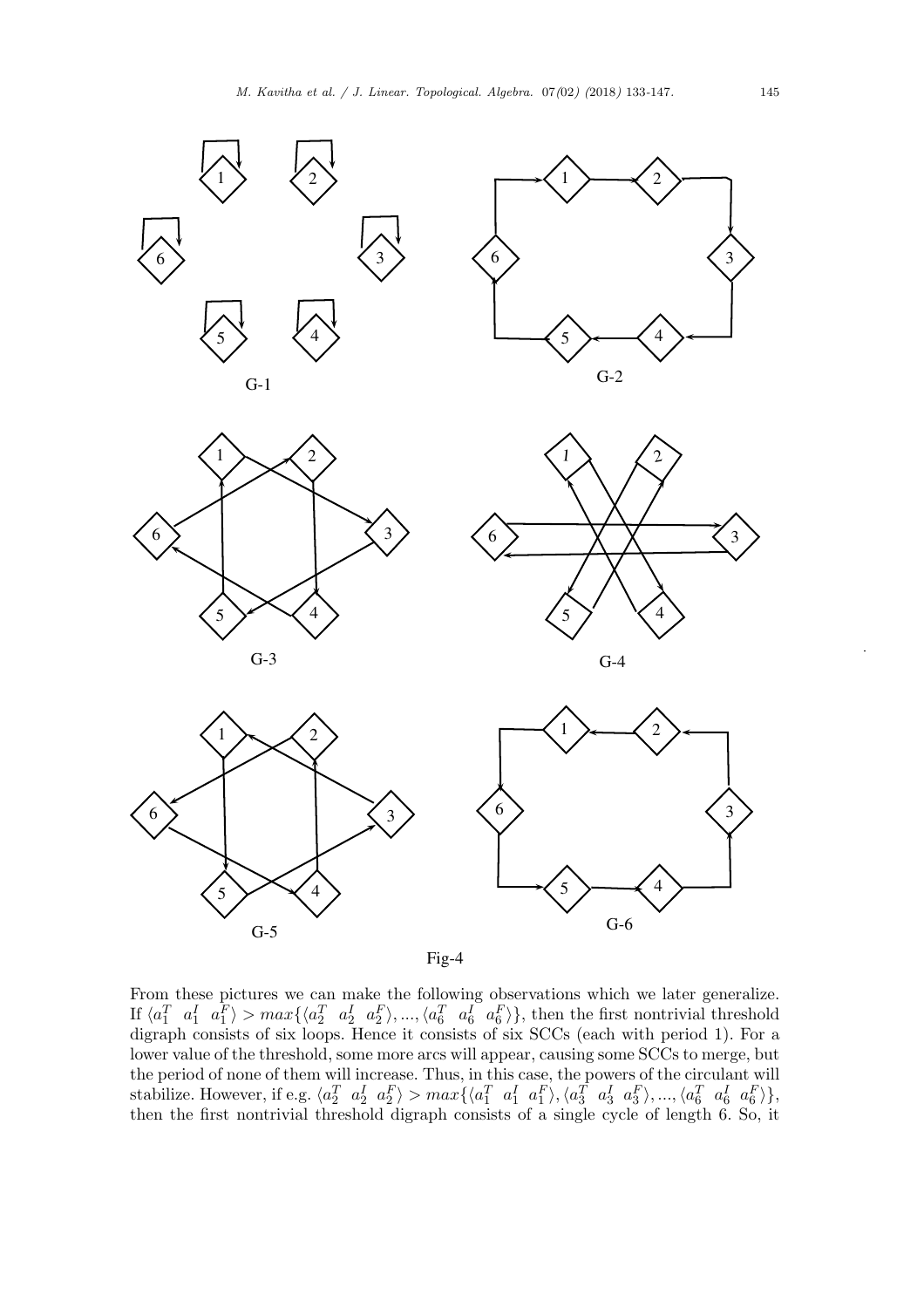G-1

G-2

G-3

G-4

G-5

G-6

Fig-4

From these pictures we can make the following observations which we later generalize. If $\langle a_1^T \ \ a_1^I \ \ a_1^F \rangle > max\{\langle a_2^T \ \ a_2^I \ \ a_2^F \rangle, ..., \langle a_6^T \ \ a_6^I \ \ a_6^F \rangle\}$, then the first nontrivial threshold digraph consists of six loops. Hence it consists of six SCCs (each with period 1). For a lower value of the threshold, some more arcs will appear, causing some SCCs to merge, but the period of none of them will increase. Thus, in this case, the powers of the circulant will stabilize. However, if e.g. $\langle a_2^T \ \ a_2^I \ \ a_2^F \rangle > max\{\langle a_1^T \ \ a_1^I \ \ a_1^F \rangle, \langle a_3^T \ \ a_3^I \ \ a_3^F \rangle, ..., \langle a_6^T \ \ a_6^I \ \ a_6^F \rangle\}$, then the first nontrivial threshold digraph consists of a single cycle of length 6. So, it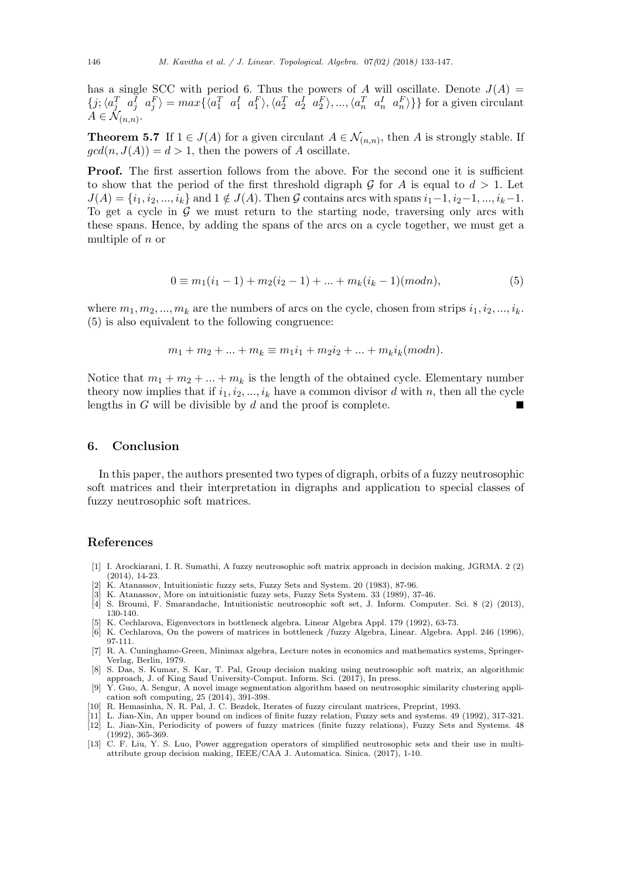has a single SCC with period 6. Thus the powers of $A$ will oscillate. Denote $J(A) = \{j; \langle a_j^T \ \ a_j^I \ \ a_j^F \rangle = max\{\langle a_1^T \ \ a_1^I \ \ a_1^F \rangle, \langle a_2^T \ \ a_2^I \ \ a_2^F \rangle, ..., \langle a_n^T \ \ a_n^I \ \ a_n^F \rangle\}\}$ for a given circulant $A \in \mathcal{N}_{(n,n)}$.

**Theorem 5.7** If $1 \in J(A)$ for a given circulant $A \in \mathcal{N}_{(n,n)}$, then $A$ is strongly stable. If $gcd(n, J(A)) = d > 1$, then the powers of $A$ oscillate.

**Proof.** The first assertion follows from the above. For the second one it is sufficient to show that the period of the first threshold digraph $\mathcal{G}$ for $A$ is equal to $d > 1$. Let $J(A) = \{i_1, i_2, ..., i_k\}$ and $1 \notin J(A)$. Then $\mathcal{G}$ contains arcs with spans $i_1 - 1, i_2 - 1, ..., i_k - 1$. To get a cycle in $\mathcal{G}$ we must return to the starting node, traversing only arcs with these spans. Hence, by adding the spans of the arcs on a cycle together, we must get a multiple of $n$ or

$$0 \equiv m_1(i_1 - 1) + m_2(i_2 - 1) + ... + m_k(i_k - 1)(mod n), \tag{5}$$

where $m_1, m_2, ..., m_k$ are the numbers of arcs on the cycle, chosen from strips $i_1, i_2, ..., i_k$. (5) is also equivalent to the following congruence:

$$m_1 + m_2 + ... + m_k \equiv m_1 i_1 + m_2 i_2 + ... + m_k i_k (mod n).$$

Notice that $m_1 + m_2 + ... + m_k$ is the length of the obtained cycle. Elementary number theory now implies that if $i_1, i_2, ..., i_k$ have a common divisor $d$ with $n$, then all the cycle lengths in $G$ will be divisible by $d$ and the proof is complete. ∎

## 6. Conclusion

In this paper, the authors presented two types of digraph, orbits of a fuzzy neutrosophic soft matrices and their interpretation in digraphs and application to special classes of fuzzy neutrosophic soft matrices.

## References

[1] I. Arockiarani, I. R. Sumathi, A fuzzy neutrosophic soft matrix approach in decision making, JGRMA. 2 (2) (2014), 14-23.

[2] K. Atanassov, Intuitionistic fuzzy sets, Fuzzy Sets and System. 20 (1983), 87-96.

[3] K. Atanassov, More on intuitionistic fuzzy sets, Fuzzy Sets System. 33 (1989), 37-46.

[4] S. Broumi, F. Smarandache, Intuitionistic neutrosophic soft set, J. Inform. Computer. Sci. 8 (2) (2013), 130-140.

[5] K. Cechlarova, Eigenvectors in bottleneck algebra. Linear Algebra Appl. 179 (1992), 63-73.

[6] K. Cechlarova, On the powers of matrices in bottleneck /fuzzy Algebra, Linear. Algebra. Appl. 246 (1996), 97-111.

[7] R. A. Cuninghame-Green, Minimax algebra, Lecture notes in economics and mathematics systems, Springer-Verlag, Berlin, 1979.

[8] S. Das, S. Kumar, S. Kar, T. Pal, Group decision making using neutrosophic soft matrix, an algorithmic approach, J. of King Saud University-Comput. Inform. Sci. (2017), In press.

[9] Y. Guo, A. Sengur, A novel image segmentation algorithm based on neutrosophic similarity clustering application soft computing, 25 (2014), 391-398.

[10] R. Hemasinha, N. R. Pal, J. C. Bezdek, Iterates of fuzzy circulant matrices, Preprint, 1993.

[11] L. Jian-Xin, An upper bound on indices of finite fuzzy relation, Fuzzy sets and systems. 49 (1992), 317-321.

[12] L. Jian-Xin, Periodicity of powers of fuzzy matrices (finite fuzzy relations), Fuzzy Sets and Systems. 48 (1992), 365-369.

[13] C. F. Liu, Y. S. Luo, Power aggregation operators of simplified neutrosophic sets and their use in multi-attribute group decision making, IEEE/CAA J. Automatica. Sinica. (2017), 1-10.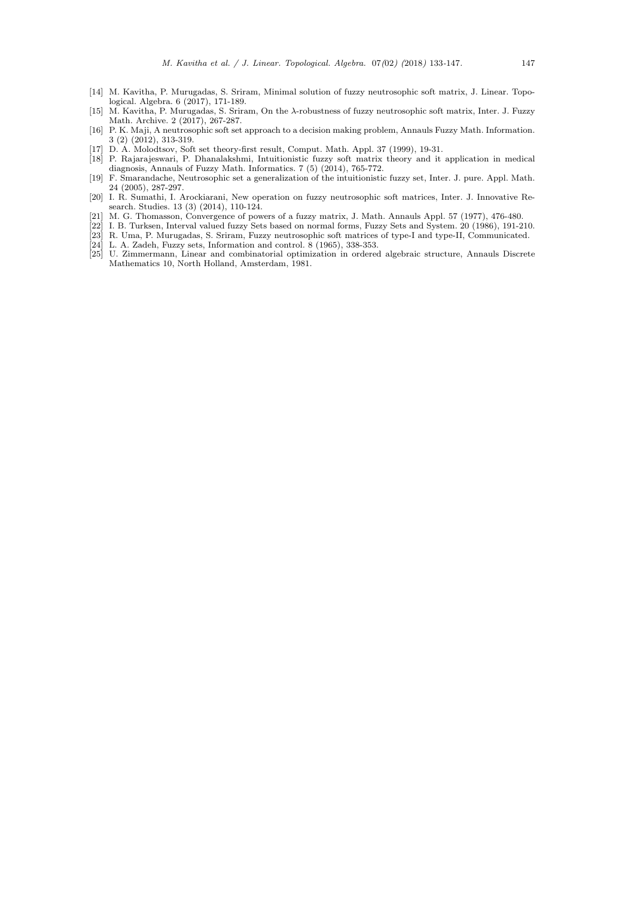[14] M. Kavitha, P. Murugadas, S. Sriram, Minimal solution of fuzzy neutrosophic soft matrix, J. Linear. Topological. Algebra. 6 (2017), 171-189.

[15] M. Kavitha, P. Murugadas, S. Sriram, On the λ-robustness of fuzzy neutrosophic soft matrix, Inter. J. Fuzzy Math. Archive. 2 (2017), 267-287.

[16] P. K. Maji, A neutrosophic soft set approach to a decision making problem, Annauls Fuzzy Math. Information. 3 (2) (2012), 313-319.

[17] D. A. Molodtsov, Soft set theory-first result, Comput. Math. Appl. 37 (1999), 19-31.

[18] P. Rajarajeswari, P. Dhanalakshmi, Intuitionistic fuzzy soft matrix theory and it application in medical diagnosis, Annauls of Fuzzy Math. Informatics. 7 (5) (2014), 765-772.

[19] F. Smarandache, Neutrosophic set a generalization of the intuitionistic fuzzy set, Inter. J. pure. Appl. Math. 24 (2005), 287-297.

[20] I. R. Sumathi, I. Arockiarani, New operation on fuzzy neutrosophic soft matrices, Inter. J. Innovative Research. Studies. 13 (3) (2014), 110-124.

[21] M. G. Thomasson, Convergence of powers of a fuzzy matrix, J. Math. Annauls Appl. 57 (1977), 476-480.

[22] I. B. Turksen, Interval valued fuzzy Sets based on normal forms, Fuzzy Sets and System. 20 (1986), 191-210.

[23] R. Uma, P. Murugadas, S. Sriram, Fuzzy neutrosophic soft matrices of type-I and type-II, Communicated.

[24] L. A. Zadeh, Fuzzy sets, Information and control. 8 (1965), 338-353.

[25] U. Zimmermann, Linear and combinatorial optimization in ordered algebraic structure, Annauls Discrete Mathematics 10, North Holland, Amsterdam, 1981.